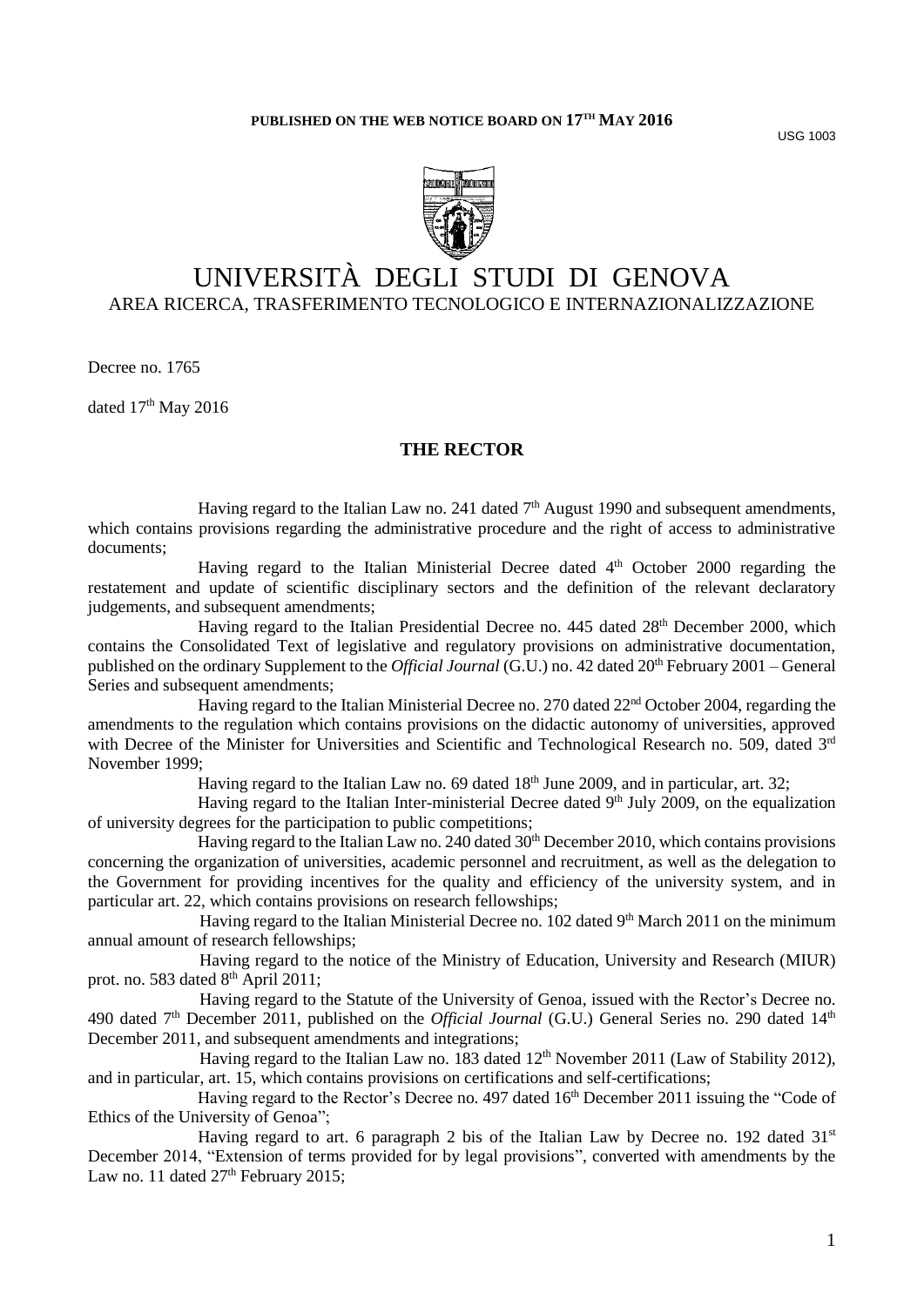**PUBLISHED ON THE WEB NOTICE BOARD ON 17[TH] MAY 2016**

USG 1003

# UNIVERSITÀ DEGLI STUDI DI GENOVA

AREA RICERCA, TRASFERIMENTO TECNOLOGICO E INTERNAZIONALIZZAZIONE

Decree no. 1765

dated 17[th] May 2016

## THE RECTOR

Having regard to the Italian Law no. 241 dated 7[th] August 1990 and subsequent amendments, which contains provisions regarding the administrative procedure and the right of access to administrative documents;

Having regard to the Italian Ministerial Decree dated 4[th] October 2000 regarding the restatement and update of scientific disciplinary sectors and the definition of the relevant declaratory judgements, and subsequent amendments;

Having regard to the Italian Presidential Decree no. 445 dated 28[th] December 2000, which contains the Consolidated Text of legislative and regulatory provisions on administrative documentation, published on the ordinary Supplement to the *Official Journal* (G.U.) no. 42 dated 20[th] February 2001 – General Series and subsequent amendments;

Having regard to the Italian Ministerial Decree no. 270 dated 22[nd] October 2004, regarding the amendments to the regulation which contains provisions on the didactic autonomy of universities, approved with Decree of the Minister for Universities and Scientific and Technological Research no. 509, dated 3[rd] November 1999;

Having regard to the Italian Law no. 69 dated 18[th] June 2009, and in particular, art. 32;

Having regard to the Italian Inter-ministerial Decree dated 9[th] July 2009, on the equalization of university degrees for the participation to public competitions;

Having regard to the Italian Law no. 240 dated 30[th] December 2010, which contains provisions concerning the organization of universities, academic personnel and recruitment, as well as the delegation to the Government for providing incentives for the quality and efficiency of the university system, and in particular art. 22, which contains provisions on research fellowships;

Having regard to the Italian Ministerial Decree no. 102 dated 9[th] March 2011 on the minimum annual amount of research fellowships;

Having regard to the notice of the Ministry of Education, University and Research (MIUR) prot. no. 583 dated 8[th] April 2011;

Having regard to the Statute of the University of Genoa, issued with the Rector's Decree no. 490 dated 7[th] December 2011, published on the *Official Journal* (G.U.) General Series no. 290 dated 14[th] December 2011, and subsequent amendments and integrations;

Having regard to the Italian Law no. 183 dated 12[th] November 2011 (Law of Stability 2012), and in particular, art. 15, which contains provisions on certifications and self-certifications;

Having regard to the Rector's Decree no. 497 dated 16[th] December 2011 issuing the "Code of Ethics of the University of Genoa";

Having regard to art. 6 paragraph 2 bis of the Italian Law by Decree no. 192 dated 31[st] December 2014, "Extension of terms provided for by legal provisions", converted with amendments by the Law no. 11 dated 27[th] February 2015;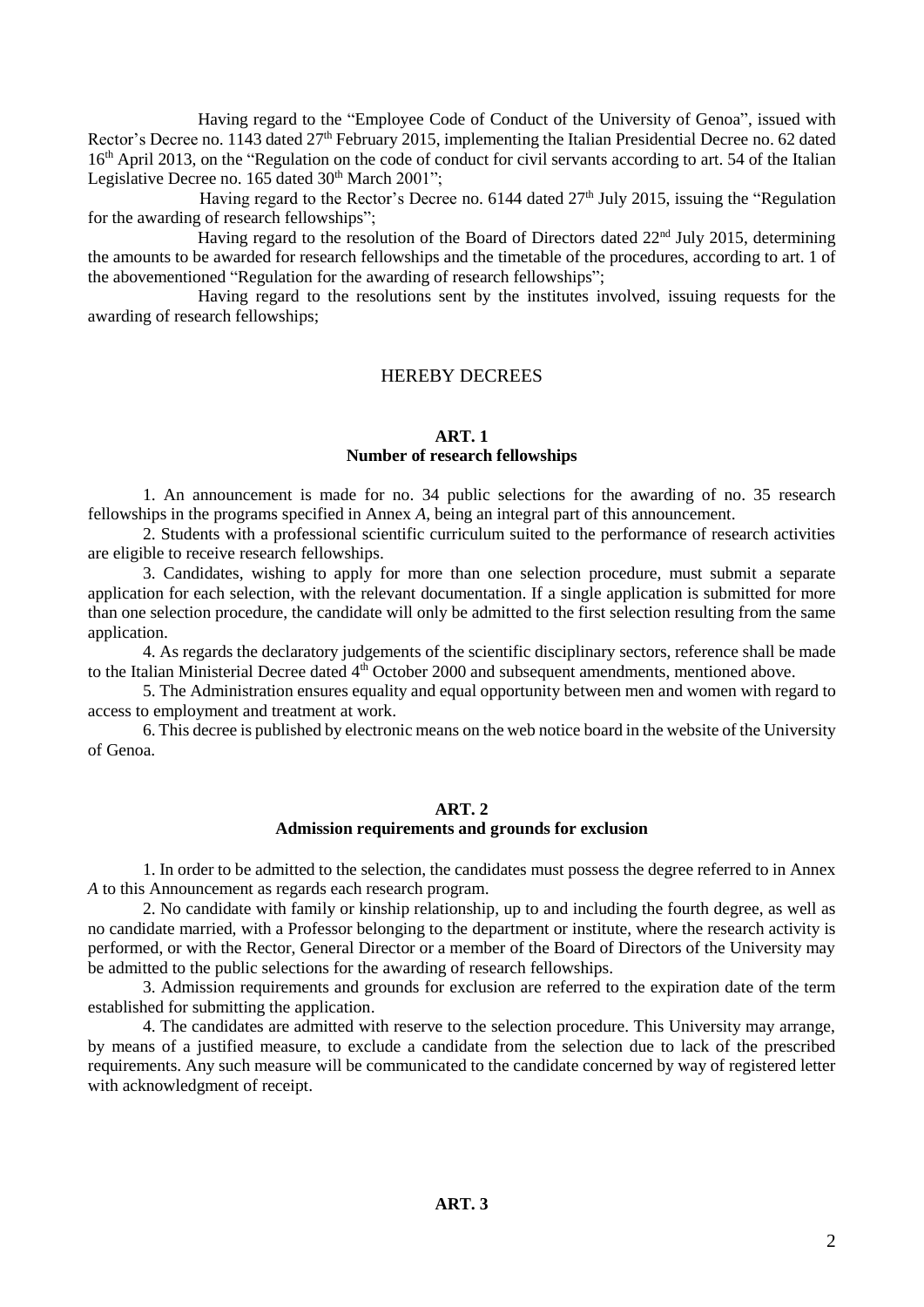Having regard to the "Employee Code of Conduct of the University of Genoa", issued with Rector's Decree no. 1143 dated 27th February 2015, implementing the Italian Presidential Decree no. 62 dated 16th April 2013, on the "Regulation on the code of conduct for civil servants according to art. 54 of the Italian Legislative Decree no. 165 dated 30th March 2001";

Having regard to the Rector's Decree no. 6144 dated 27th July 2015, issuing the "Regulation for the awarding of research fellowships";

Having regard to the resolution of the Board of Directors dated 22nd July 2015, determining the amounts to be awarded for research fellowships and the timetable of the procedures, according to art. 1 of the abovementioned "Regulation for the awarding of research fellowships";

Having regard to the resolutions sent by the institutes involved, issuing requests for the awarding of research fellowships;

## HEREBY DECREES

### ART. 1
### Number of research fellowships

1. An announcement is made for no. 34 public selections for the awarding of no. 35 research fellowships in the programs specified in Annex *A*, being an integral part of this announcement.

2. Students with a professional scientific curriculum suited to the performance of research activities are eligible to receive research fellowships.

3. Candidates, wishing to apply for more than one selection procedure, must submit a separate application for each selection, with the relevant documentation. If a single application is submitted for more than one selection procedure, the candidate will only be admitted to the first selection resulting from the same application.

4. As regards the declaratory judgements of the scientific disciplinary sectors, reference shall be made to the Italian Ministerial Decree dated 4th October 2000 and subsequent amendments, mentioned above.

5. The Administration ensures equality and equal opportunity between men and women with regard to access to employment and treatment at work.

6. This decree is published by electronic means on the web notice board in the website of the University of Genoa.

### ART. 2
### Admission requirements and grounds for exclusion

1. In order to be admitted to the selection, the candidates must possess the degree referred to in Annex *A* to this Announcement as regards each research program.

2. No candidate with family or kinship relationship, up to and including the fourth degree, as well as no candidate married, with a Professor belonging to the department or institute, where the research activity is performed, or with the Rector, General Director or a member of the Board of Directors of the University may be admitted to the public selections for the awarding of research fellowships.

3. Admission requirements and grounds for exclusion are referred to the expiration date of the term established for submitting the application.

4. The candidates are admitted with reserve to the selection procedure. This University may arrange, by means of a justified measure, to exclude a candidate from the selection due to lack of the prescribed requirements. Any such measure will be communicated to the candidate concerned by way of registered letter with acknowledgment of receipt.

### ART. 3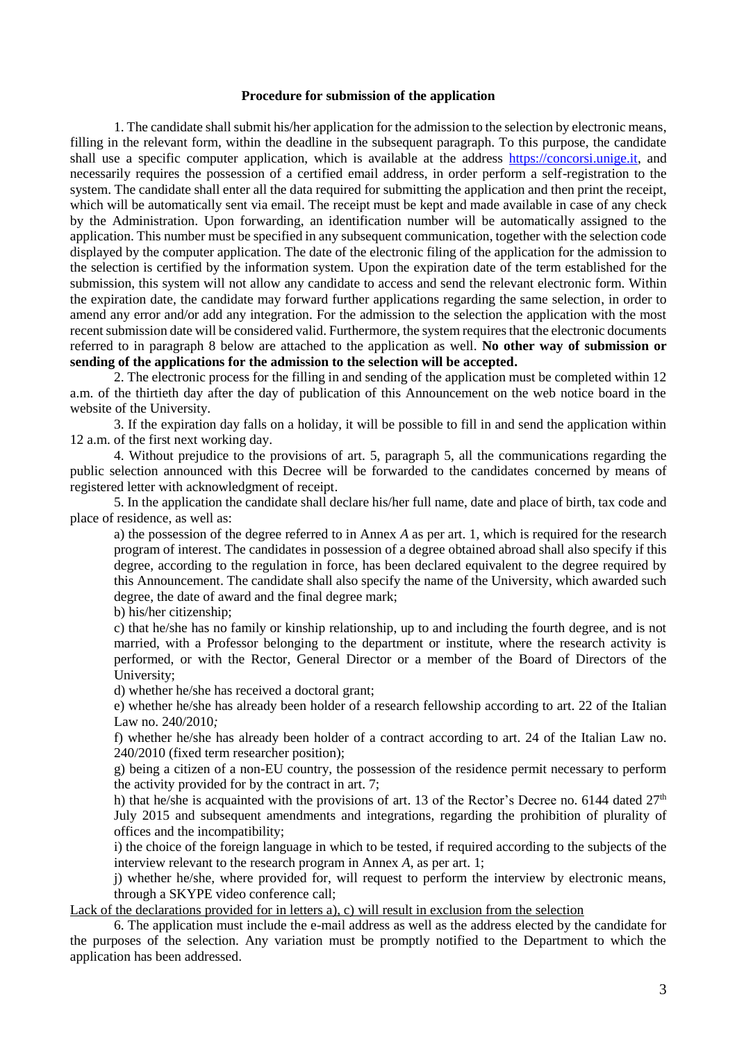**Procedure for submission of the application**

1. The candidate shall submit his/her application for the admission to the selection by electronic means, filling in the relevant form, within the deadline in the subsequent paragraph. To this purpose, the candidate shall use a specific computer application, which is available at the address https://concorsi.unige.it, and necessarily requires the possession of a certified email address, in order perform a self-registration to the system. The candidate shall enter all the data required for submitting the application and then print the receipt, which will be automatically sent via email. The receipt must be kept and made available in case of any check by the Administration. Upon forwarding, an identification number will be automatically assigned to the application. This number must be specified in any subsequent communication, together with the selection code displayed by the computer application. The date of the electronic filing of the application for the admission to the selection is certified by the information system. Upon the expiration date of the term established for the submission, this system will not allow any candidate to access and send the relevant electronic form. Within the expiration date, the candidate may forward further applications regarding the same selection, in order to amend any error and/or add any integration. For the admission to the selection the application with the most recent submission date will be considered valid. Furthermore, the system requires that the electronic documents referred to in paragraph 8 below are attached to the application as well. **No other way of submission or sending of the applications for the admission to the selection will be accepted.**

2. The electronic process for the filling in and sending of the application must be completed within 12 a.m. of the thirtieth day after the day of publication of this Announcement on the web notice board in the website of the University.

3. If the expiration day falls on a holiday, it will be possible to fill in and send the application within 12 a.m. of the first next working day.

4. Without prejudice to the provisions of art. 5, paragraph 5, all the communications regarding the public selection announced with this Decree will be forwarded to the candidates concerned by means of registered letter with acknowledgment of receipt.

5. In the application the candidate shall declare his/her full name, date and place of birth, tax code and place of residence, as well as:

a) the possession of the degree referred to in Annex *A* as per art. 1, which is required for the research program of interest. The candidates in possession of a degree obtained abroad shall also specify if this degree, according to the regulation in force, has been declared equivalent to the degree required by this Announcement. The candidate shall also specify the name of the University, which awarded such degree, the date of award and the final degree mark;

b) his/her citizenship;

c) that he/she has no family or kinship relationship, up to and including the fourth degree, and is not married, with a Professor belonging to the department or institute, where the research activity is performed, or with the Rector, General Director or a member of the Board of Directors of the University;

d) whether he/she has received a doctoral grant;

e) whether he/she has already been holder of a research fellowship according to art. 22 of the Italian Law no. 240/2010*;*

f) whether he/she has already been holder of a contract according to art. 24 of the Italian Law no. 240/2010 (fixed term researcher position);

g) being a citizen of a non-EU country, the possession of the residence permit necessary to perform the activity provided for by the contract in art. 7;

h) that he/she is acquainted with the provisions of art. 13 of the Rector's Decree no. 6144 dated 27th July 2015 and subsequent amendments and integrations, regarding the prohibition of plurality of offices and the incompatibility;

i) the choice of the foreign language in which to be tested, if required according to the subjects of the interview relevant to the research program in Annex *A*, as per art. 1;

j) whether he/she, where provided for, will request to perform the interview by electronic means, through a SKYPE video conference call;

Lack of the declarations provided for in letters a), c) will result in exclusion from the selection

6. The application must include the e-mail address as well as the address elected by the candidate for the purposes of the selection. Any variation must be promptly notified to the Department to which the application has been addressed.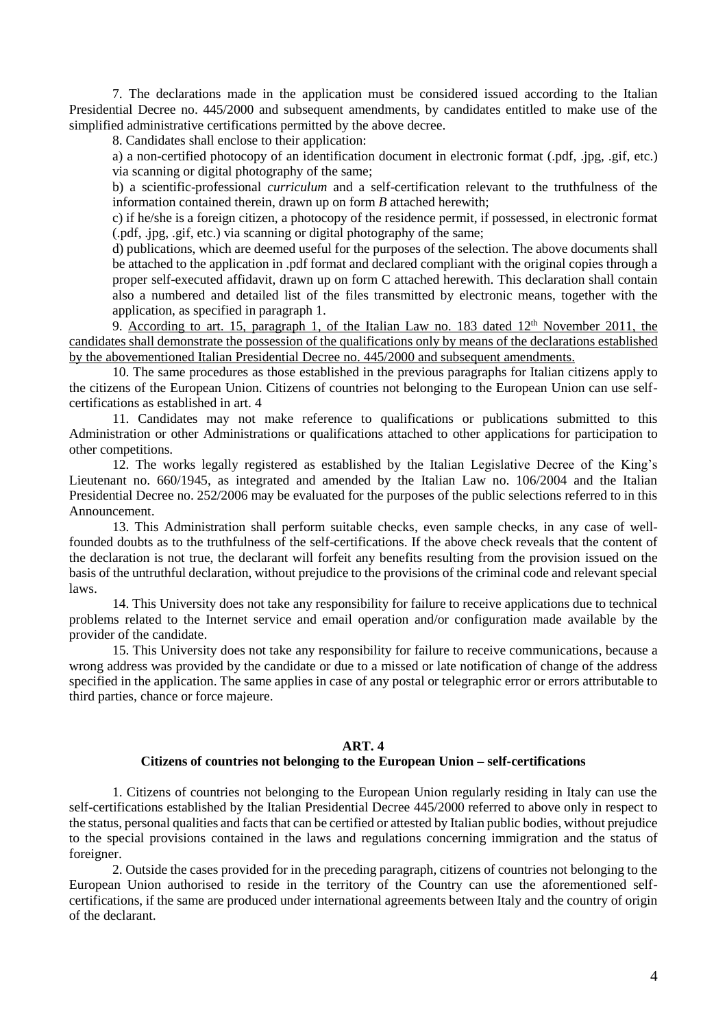7. The declarations made in the application must be considered issued according to the Italian Presidential Decree no. 445/2000 and subsequent amendments, by candidates entitled to make use of the simplified administrative certifications permitted by the above decree.

8. Candidates shall enclose to their application:

a) a non-certified photocopy of an identification document in electronic format (.pdf, .jpg, .gif, etc.) via scanning or digital photography of the same;

b) a scientific-professional *curriculum* and a self-certification relevant to the truthfulness of the information contained therein, drawn up on form *B* attached herewith;

c) if he/she is a foreign citizen, a photocopy of the residence permit, if possessed, in electronic format (.pdf, .jpg, .gif, etc.) via scanning or digital photography of the same;

d) publications, which are deemed useful for the purposes of the selection. The above documents shall be attached to the application in .pdf format and declared compliant with the original copies through a proper self-executed affidavit, drawn up on form C attached herewith. This declaration shall contain also a numbered and detailed list of the files transmitted by electronic means, together with the application, as specified in paragraph 1.

9. According to art. 15, paragraph 1, of the Italian Law no. 183 dated 12th November 2011, the candidates shall demonstrate the possession of the qualifications only by means of the declarations established by the abovementioned Italian Presidential Decree no. 445/2000 and subsequent amendments.

10. The same procedures as those established in the previous paragraphs for Italian citizens apply to the citizens of the European Union. Citizens of countries not belonging to the European Union can use self-certifications as established in art. 4

11. Candidates may not make reference to qualifications or publications submitted to this Administration or other Administrations or qualifications attached to other applications for participation to other competitions.

12. The works legally registered as established by the Italian Legislative Decree of the King's Lieutenant no. 660/1945, as integrated and amended by the Italian Law no. 106/2004 and the Italian Presidential Decree no. 252/2006 may be evaluated for the purposes of the public selections referred to in this Announcement.

13. This Administration shall perform suitable checks, even sample checks, in any case of well-founded doubts as to the truthfulness of the self-certifications. If the above check reveals that the content of the declaration is not true, the declarant will forfeit any benefits resulting from the provision issued on the basis of the untruthful declaration, without prejudice to the provisions of the criminal code and relevant special laws.

14. This University does not take any responsibility for failure to receive applications due to technical problems related to the Internet service and email operation and/or configuration made available by the provider of the candidate.

15. This University does not take any responsibility for failure to receive communications, because a wrong address was provided by the candidate or due to a missed or late notification of change of the address specified in the application. The same applies in case of any postal or telegraphic error or errors attributable to third parties, chance or force majeure.

## ART. 4

### Citizens of countries not belonging to the European Union – self-certifications

1. Citizens of countries not belonging to the European Union regularly residing in Italy can use the self-certifications established by the Italian Presidential Decree 445/2000 referred to above only in respect to the status, personal qualities and facts that can be certified or attested by Italian public bodies, without prejudice to the special provisions contained in the laws and regulations concerning immigration and the status of foreigner.

2. Outside the cases provided for in the preceding paragraph, citizens of countries not belonging to the European Union authorised to reside in the territory of the Country can use the aforementioned self-certifications, if the same are produced under international agreements between Italy and the country of origin of the declarant.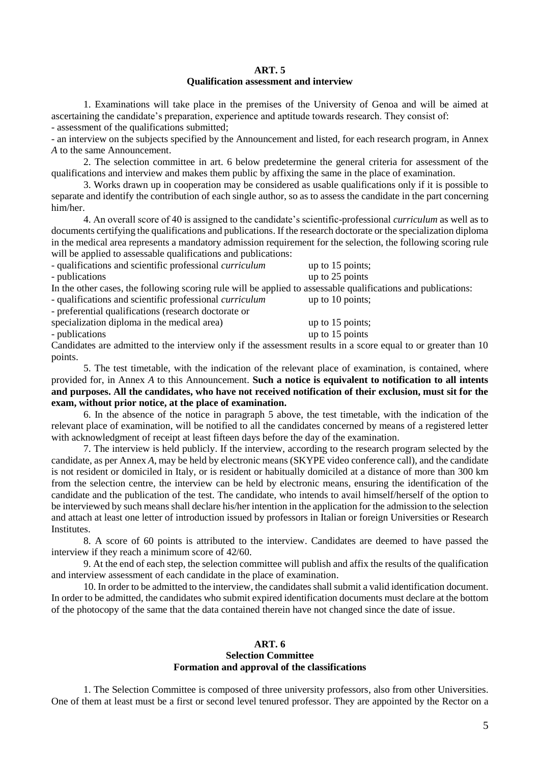## ART. 5
### Qualification assessment and interview

1. Examinations will take place in the premises of the University of Genoa and will be aimed at ascertaining the candidate's preparation, experience and aptitude towards research. They consist of:
- assessment of the qualifications submitted;
- an interview on the subjects specified by the Announcement and listed, for each research program, in Annex *A* to the same Announcement.

2. The selection committee in art. 6 below predetermine the general criteria for assessment of the qualifications and interview and makes them public by affixing the same in the place of examination.

3. Works drawn up in cooperation may be considered as usable qualifications only if it is possible to separate and identify the contribution of each single author, so as to assess the candidate in the part concerning him/her.

4. An overall score of 40 is assigned to the candidate's scientific-professional *curriculum* as well as to documents certifying the qualifications and publications. If the research doctorate or the specialization diploma in the medical area represents a mandatory admission requirement for the selection, the following scoring rule will be applied to assessable qualifications and publications:

- qualifications and scientific professional *curriculum* up to 15 points;
- publications up to 25 points

In the other cases, the following scoring rule will be applied to assessable qualifications and publications:

- qualifications and scientific professional *curriculum* up to 10 points;
- preferential qualifications (research doctorate or specialization diploma in the medical area) up to 15 points;
- publications up to 15 points

Candidates are admitted to the interview only if the assessment results in a score equal to or greater than 10 points.

5. The test timetable, with the indication of the relevant place of examination, is contained, where provided for, in Annex *A* to this Announcement. **Such a notice is equivalent to notification to all intents and purposes. All the candidates, who have not received notification of their exclusion, must sit for the exam, without prior notice, at the place of examination.**

6. In the absence of the notice in paragraph 5 above, the test timetable, with the indication of the relevant place of examination, will be notified to all the candidates concerned by means of a registered letter with acknowledgment of receipt at least fifteen days before the day of the examination.

7. The interview is held publicly. If the interview, according to the research program selected by the candidate, as per Annex *A*, may be held by electronic means (SKYPE video conference call), and the candidate is not resident or domiciled in Italy, or is resident or habitually domiciled at a distance of more than 300 km from the selection centre, the interview can be held by electronic means, ensuring the identification of the candidate and the publication of the test. The candidate, who intends to avail himself/herself of the option to be interviewed by such means shall declare his/her intention in the application for the admission to the selection and attach at least one letter of introduction issued by professors in Italian or foreign Universities or Research Institutes.

8. A score of 60 points is attributed to the interview. Candidates are deemed to have passed the interview if they reach a minimum score of 42/60.

9. At the end of each step, the selection committee will publish and affix the results of the qualification and interview assessment of each candidate in the place of examination.

10. In order to be admitted to the interview, the candidates shall submit a valid identification document. In order to be admitted, the candidates who submit expired identification documents must declare at the bottom of the photocopy of the same that the data contained therein have not changed since the date of issue.

## ART. 6
### Selection Committee
### Formation and approval of the classifications

1. The Selection Committee is composed of three university professors, also from other Universities. One of them at least must be a first or second level tenured professor. They are appointed by the Rector on a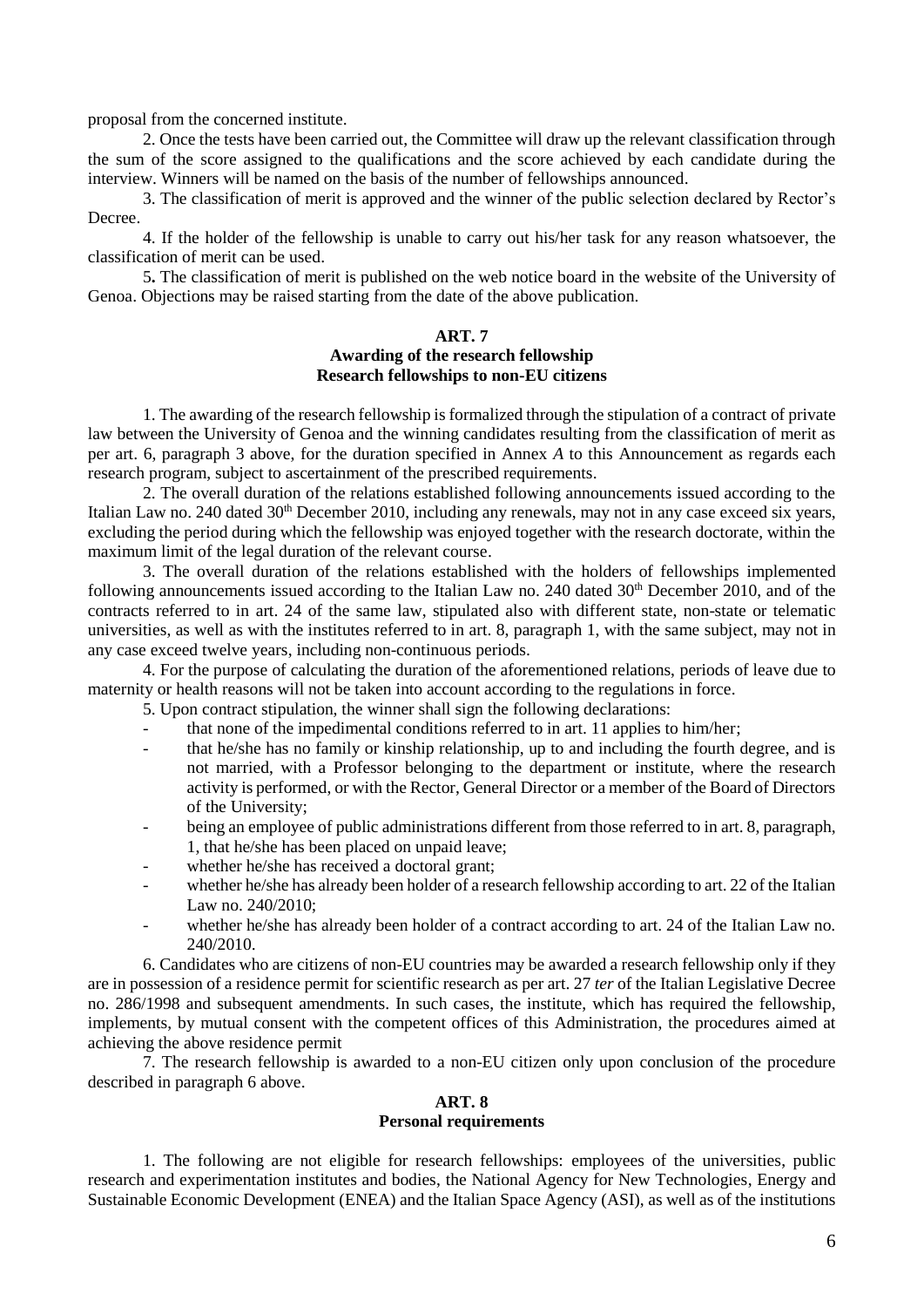proposal from the concerned institute.

2. Once the tests have been carried out, the Committee will draw up the relevant classification through the sum of the score assigned to the qualifications and the score achieved by each candidate during the interview. Winners will be named on the basis of the number of fellowships announced.

3. The classification of merit is approved and the winner of the public selection declared by Rector's Decree.

4. If the holder of the fellowship is unable to carry out his/her task for any reason whatsoever, the classification of merit can be used.

5**.** The classification of merit is published on the web notice board in the website of the University of Genoa. Objections may be raised starting from the date of the above publication.

**ART. 7**
**Awarding of the research fellowship**
**Research fellowships to non-EU citizens**

1. The awarding of the research fellowship is formalized through the stipulation of a contract of private law between the University of Genoa and the winning candidates resulting from the classification of merit as per art. 6, paragraph 3 above, for the duration specified in Annex *A* to this Announcement as regards each research program, subject to ascertainment of the prescribed requirements.

2. The overall duration of the relations established following announcements issued according to the Italian Law no. 240 dated 30th December 2010, including any renewals, may not in any case exceed six years, excluding the period during which the fellowship was enjoyed together with the research doctorate, within the maximum limit of the legal duration of the relevant course.

3. The overall duration of the relations established with the holders of fellowships implemented following announcements issued according to the Italian Law no. 240 dated 30th December 2010, and of the contracts referred to in art. 24 of the same law, stipulated also with different state, non-state or telematic universities, as well as with the institutes referred to in art. 8, paragraph 1, with the same subject, may not in any case exceed twelve years, including non-continuous periods.

4. For the purpose of calculating the duration of the aforementioned relations, periods of leave due to maternity or health reasons will not be taken into account according to the regulations in force.

5. Upon contract stipulation, the winner shall sign the following declarations:

- that none of the impedimental conditions referred to in art. 11 applies to him/her;
- that he/she has no family or kinship relationship, up to and including the fourth degree, and is not married, with a Professor belonging to the department or institute, where the research activity is performed, or with the Rector, General Director or a member of the Board of Directors of the University;
- being an employee of public administrations different from those referred to in art. 8, paragraph, 1, that he/she has been placed on unpaid leave;
- whether he/she has received a doctoral grant;
- whether he/she has already been holder of a research fellowship according to art. 22 of the Italian Law no. 240/2010;
- whether he/she has already been holder of a contract according to art. 24 of the Italian Law no. 240/2010.

6. Candidates who are citizens of non-EU countries may be awarded a research fellowship only if they are in possession of a residence permit for scientific research as per art. 27 *ter* of the Italian Legislative Decree no. 286/1998 and subsequent amendments. In such cases, the institute, which has required the fellowship, implements, by mutual consent with the competent offices of this Administration, the procedures aimed at achieving the above residence permit

7. The research fellowship is awarded to a non-EU citizen only upon conclusion of the procedure described in paragraph 6 above.

**ART. 8**
**Personal requirements**

1. The following are not eligible for research fellowships: employees of the universities, public research and experimentation institutes and bodies, the National Agency for New Technologies, Energy and Sustainable Economic Development (ENEA) and the Italian Space Agency (ASI), as well as of the institutions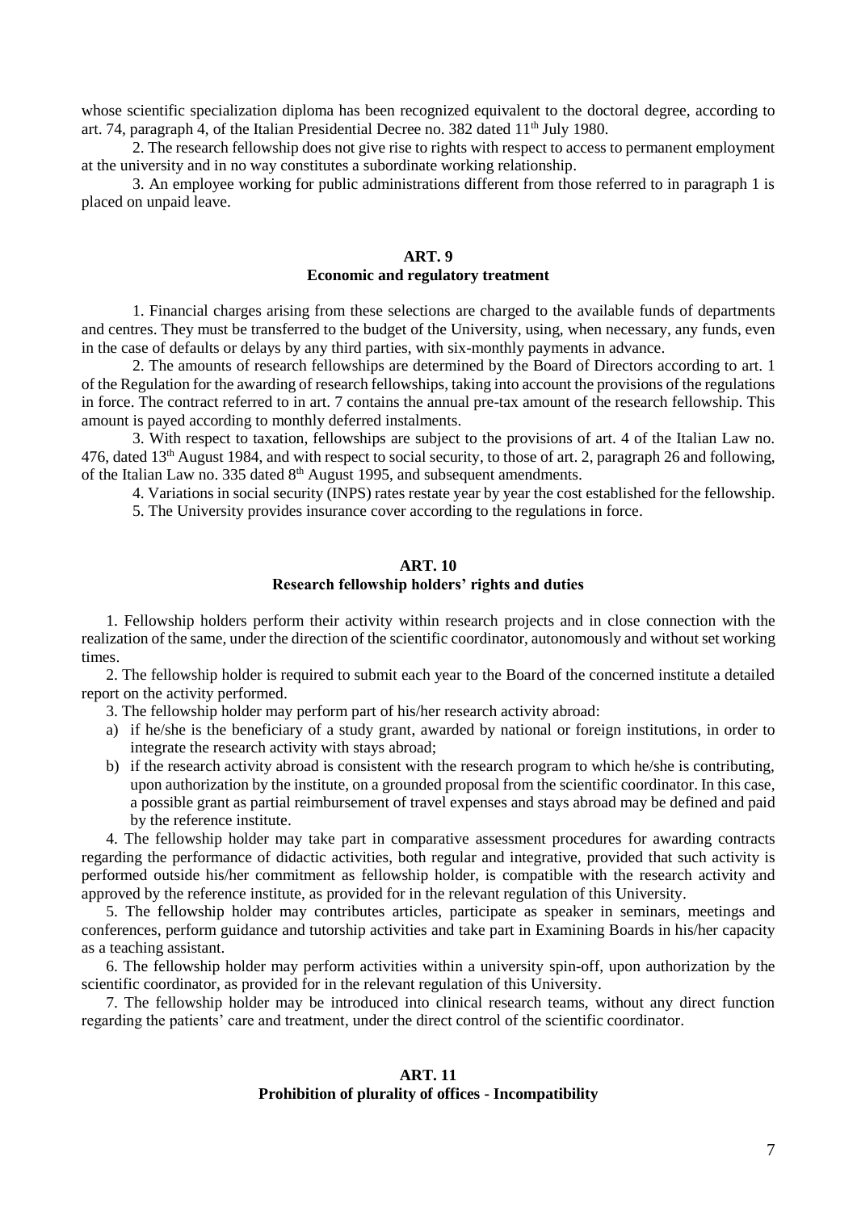whose scientific specialization diploma has been recognized equivalent to the doctoral degree, according to art. 74, paragraph 4, of the Italian Presidential Decree no. 382 dated 11th July 1980.

2. The research fellowship does not give rise to rights with respect to access to permanent employment at the university and in no way constitutes a subordinate working relationship.

3. An employee working for public administrations different from those referred to in paragraph 1 is placed on unpaid leave.

## ART. 9
### Economic and regulatory treatment

1. Financial charges arising from these selections are charged to the available funds of departments and centres. They must be transferred to the budget of the University, using, when necessary, any funds, even in the case of defaults or delays by any third parties, with six-monthly payments in advance.

2. The amounts of research fellowships are determined by the Board of Directors according to art. 1 of the Regulation for the awarding of research fellowships, taking into account the provisions of the regulations in force. The contract referred to in art. 7 contains the annual pre-tax amount of the research fellowship. This amount is payed according to monthly deferred instalments.

3. With respect to taxation, fellowships are subject to the provisions of art. 4 of the Italian Law no. 476, dated 13th August 1984, and with respect to social security, to those of art. 2, paragraph 26 and following, of the Italian Law no. 335 dated 8th August 1995, and subsequent amendments.

4. Variations in social security (INPS) rates restate year by year the cost established for the fellowship.

5. The University provides insurance cover according to the regulations in force.

## ART. 10
### Research fellowship holders' rights and duties

1. Fellowship holders perform their activity within research projects and in close connection with the realization of the same, under the direction of the scientific coordinator, autonomously and without set working times.

2. The fellowship holder is required to submit each year to the Board of the concerned institute a detailed report on the activity performed.

3. The fellowship holder may perform part of his/her research activity abroad:

a) if he/she is the beneficiary of a study grant, awarded by national or foreign institutions, in order to integrate the research activity with stays abroad;
b) if the research activity abroad is consistent with the research program to which he/she is contributing, upon authorization by the institute, on a grounded proposal from the scientific coordinator. In this case, a possible grant as partial reimbursement of travel expenses and stays abroad may be defined and paid by the reference institute.

4. The fellowship holder may take part in comparative assessment procedures for awarding contracts regarding the performance of didactic activities, both regular and integrative, provided that such activity is performed outside his/her commitment as fellowship holder, is compatible with the research activity and approved by the reference institute, as provided for in the relevant regulation of this University.

5. The fellowship holder may contributes articles, participate as speaker in seminars, meetings and conferences, perform guidance and tutorship activities and take part in Examining Boards in his/her capacity as a teaching assistant.

6. The fellowship holder may perform activities within a university spin-off, upon authorization by the scientific coordinator, as provided for in the relevant regulation of this University.

7. The fellowship holder may be introduced into clinical research teams, without any direct function regarding the patients' care and treatment, under the direct control of the scientific coordinator.

## ART. 11
### Prohibition of plurality of offices - Incompatibility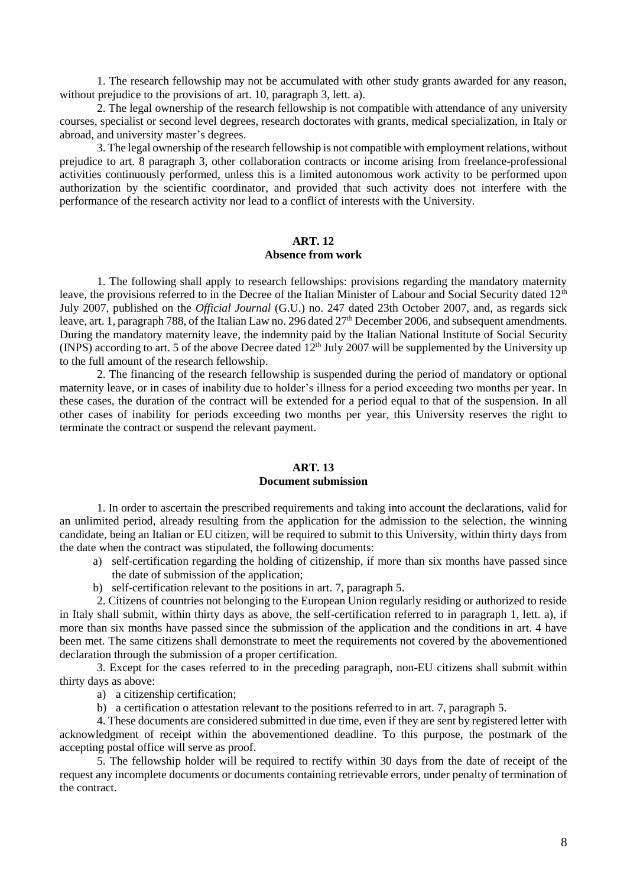1. The research fellowship may not be accumulated with other study grants awarded for any reason, without prejudice to the provisions of art. 10, paragraph 3, lett. a).

2. The legal ownership of the research fellowship is not compatible with attendance of any university courses, specialist or second level degrees, research doctorates with grants, medical specialization, in Italy or abroad, and university master's degrees.

3. The legal ownership of the research fellowship is not compatible with employment relations, without prejudice to art. 8 paragraph 3, other collaboration contracts or income arising from freelance-professional activities continuously performed, unless this is a limited autonomous work activity to be performed upon authorization by the scientific coordinator, and provided that such activity does not interfere with the performance of the research activity nor lead to a conflict of interests with the University.

## ART. 12
## Absence from work

1. The following shall apply to research fellowships: provisions regarding the mandatory maternity leave, the provisions referred to in the Decree of the Italian Minister of Labour and Social Security dated 12th July 2007, published on the *Official Journal* (G.U.) no. 247 dated 23th October 2007, and, as regards sick leave, art. 1, paragraph 788, of the Italian Law no. 296 dated 27th December 2006, and subsequent amendments. During the mandatory maternity leave, the indemnity paid by the Italian National Institute of Social Security (INPS) according to art. 5 of the above Decree dated 12th July 2007 will be supplemented by the University up to the full amount of the research fellowship.

2. The financing of the research fellowship is suspended during the period of mandatory or optional maternity leave, or in cases of inability due to holder's illness for a period exceeding two months per year. In these cases, the duration of the contract will be extended for a period equal to that of the suspension. In all other cases of inability for periods exceeding two months per year, this University reserves the right to terminate the contract or suspend the relevant payment.

## ART. 13
## Document submission

1. In order to ascertain the prescribed requirements and taking into account the declarations, valid for an unlimited period, already resulting from the application for the admission to the selection, the winning candidate, being an Italian or EU citizen, will be required to submit to this University, within thirty days from the date when the contract was stipulated, the following documents:

a) self-certification regarding the holding of citizenship, if more than six months have passed since the date of submission of the application;
b) self-certification relevant to the positions in art. 7, paragraph 5.

2. Citizens of countries not belonging to the European Union regularly residing or authorized to reside in Italy shall submit, within thirty days as above, the self-certification referred to in paragraph 1, lett. a), if more than six months have passed since the submission of the application and the conditions in art. 4 have been met. The same citizens shall demonstrate to meet the requirements not covered by the abovementioned declaration through the submission of a proper certification.

3. Except for the cases referred to in the preceding paragraph, non-EU citizens shall submit within thirty days as above:

a) a citizenship certification;
b) a certification o attestation relevant to the positions referred to in art. 7, paragraph 5.

4. These documents are considered submitted in due time, even if they are sent by registered letter with acknowledgment of receipt within the abovementioned deadline. To this purpose, the postmark of the accepting postal office will serve as proof.

5. The fellowship holder will be required to rectify within 30 days from the date of receipt of the request any incomplete documents or documents containing retrievable errors, under penalty of termination of the contract.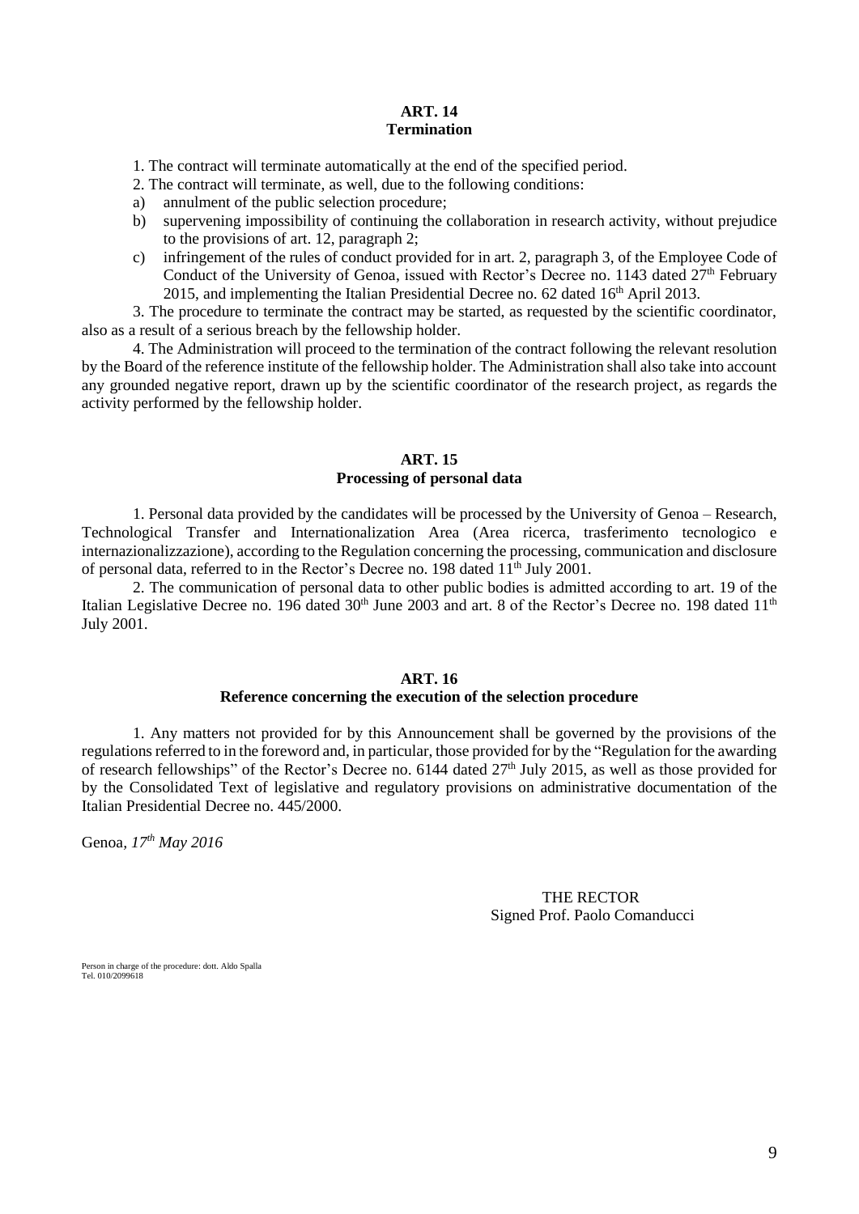## ART. 14
## Termination

1. The contract will terminate automatically at the end of the specified period.

2. The contract will terminate, as well, due to the following conditions:

a) annulment of the public selection procedure;

b) supervening impossibility of continuing the collaboration in research activity, without prejudice to the provisions of art. 12, paragraph 2;

c) infringement of the rules of conduct provided for in art. 2, paragraph 3, of the Employee Code of Conduct of the University of Genoa, issued with Rector's Decree no. 1143 dated 27th February 2015, and implementing the Italian Presidential Decree no. 62 dated 16th April 2013.

3. The procedure to terminate the contract may be started, as requested by the scientific coordinator, also as a result of a serious breach by the fellowship holder.

4. The Administration will proceed to the termination of the contract following the relevant resolution by the Board of the reference institute of the fellowship holder. The Administration shall also take into account any grounded negative report, drawn up by the scientific coordinator of the research project, as regards the activity performed by the fellowship holder.

## ART. 15
## Processing of personal data

1. Personal data provided by the candidates will be processed by the University of Genoa – Research, Technological Transfer and Internationalization Area (Area ricerca, trasferimento tecnologico e internazionalizzazione), according to the Regulation concerning the processing, communication and disclosure of personal data, referred to in the Rector's Decree no. 198 dated 11th July 2001.

2. The communication of personal data to other public bodies is admitted according to art. 19 of the Italian Legislative Decree no. 196 dated 30th June 2003 and art. 8 of the Rector's Decree no. 198 dated 11th July 2001.

## ART. 16
## Reference concerning the execution of the selection procedure

1. Any matters not provided for by this Announcement shall be governed by the provisions of the regulations referred to in the foreword and, in particular, those provided for by the "Regulation for the awarding of research fellowships" of the Rector's Decree no. 6144 dated 27th July 2015, as well as those provided for by the Consolidated Text of legislative and regulatory provisions on administrative documentation of the Italian Presidential Decree no. 445/2000.

Genoa, *17th May 2016*

THE RECTOR
Signed Prof. Paolo Comanducci

Person in charge of the procedure: dott. Aldo Spalla
Tel. 010/2099618